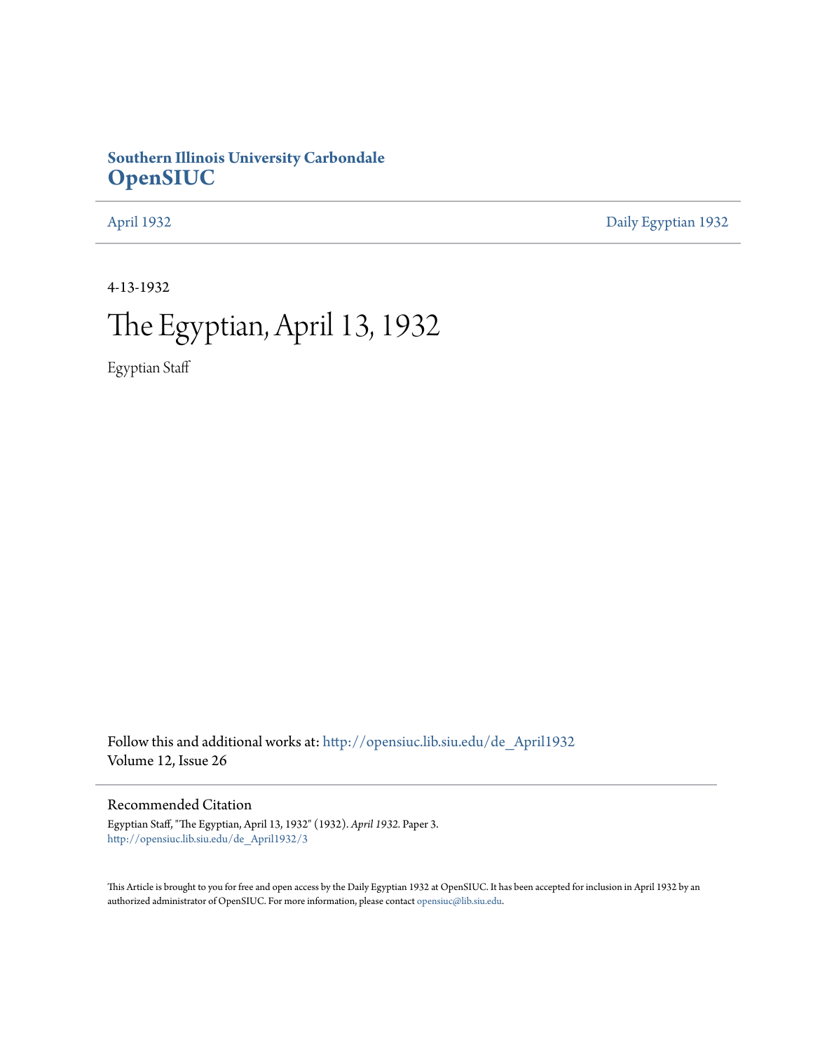**Southern Illinois University Carbondale**
**OpenSIUC**

April 1932 | Daily Egyptian 1932

4-13-1932

# The Egyptian, April 13, 1932

Egyptian Staff

Follow this and additional works at: http://opensiuc.lib.siu.edu/de_April1932
Volume 12, Issue 26

## Recommended Citation

Egyptian Staff, "The Egyptian, April 13, 1932" (1932). *April 1932.* Paper 3.
http://opensiuc.lib.siu.edu/de_April1932/3

This Article is brought to you for free and open access by the Daily Egyptian 1932 at OpenSIUC. It has been accepted for inclusion in April 1932 by an authorized administrator of OpenSIUC. For more information, please contact opensiuc@lib.siu.edu.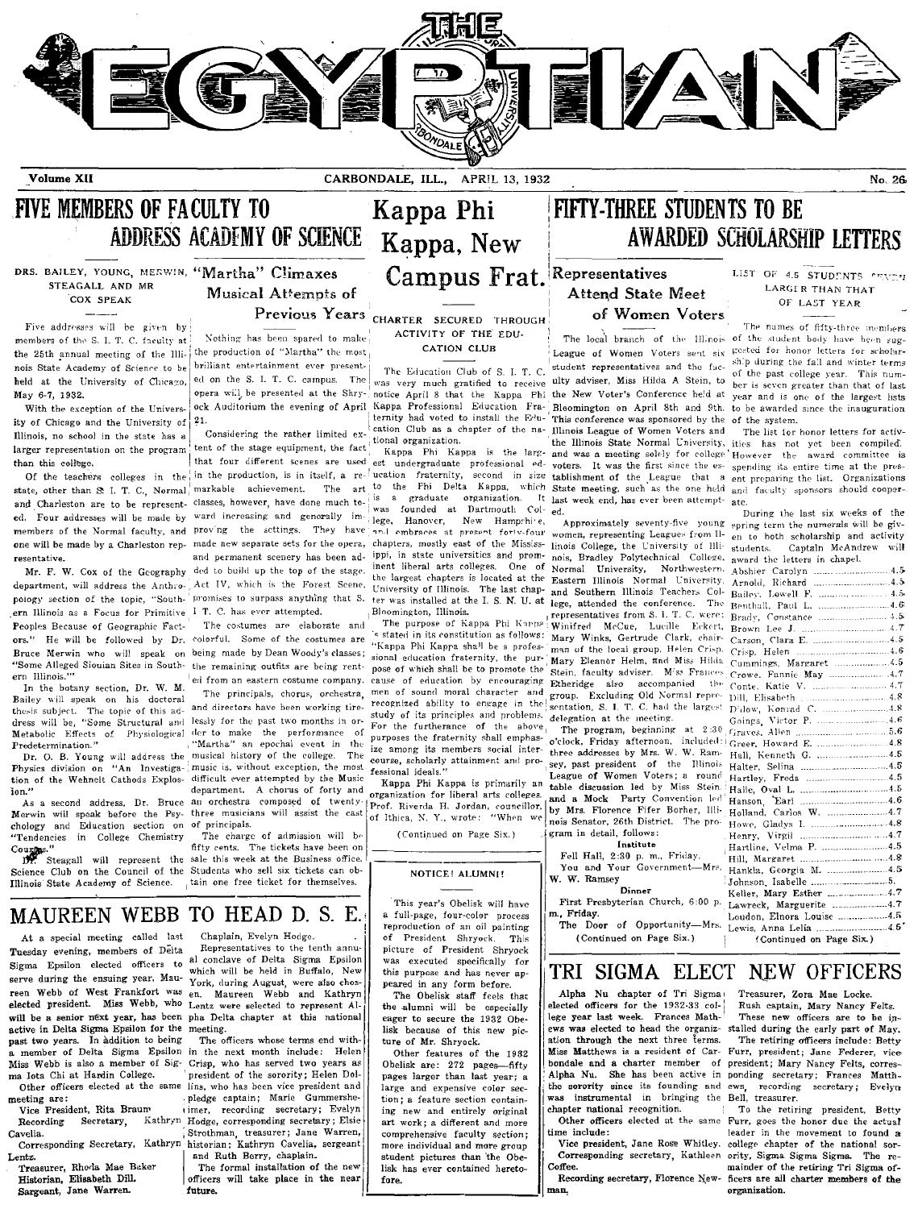# THE EGYPTIAN

Volume XII — CARBONDALE, ILL., APRIL 13, 1932 — No. 26

## FIVE MEMBERS OF FACULTY TO ADDRESS ACADEMY OF SCIENCE

### DRS. BAILEY, YOUNG, MERWIN, STEAGALL AND MR COX SPEAK

Five addresses will be given by members of the S. I. T. C. faculty at the 25th annual meeting of the Illinois State Academy of Science to be held at the University of Chicago, May 6-7, 1932.

With the exception of the University of Chicago and the University of Illinois, no school in the state has a larger representation on the program than this college.

Of the teachers colleges in the state, other than S. I. T. C., Normal and Charleston are to be represented. Four addresses will be made by members of the Normal faculty, and one will be made by a Charleston representative.

Mr. F. W. Cox of the Geography department, will address the Anthropology section of the topic, "Southern Illinois as a Focus for Primitive Peoples Because of Geographic Factors." He will be followed by Dr. Bruce Merwin who will speak on "Some Alleged Siouian Sites in Southern Illinois."

In the botany section, Dr. W. M. Bailey will speak on his doctoral thesis subject. The topic of this address will be, "Some Structural and Metabolic Effects of Physiological Predetermination."

Dr. O. B. Young will address the Physics division on "An Investigation of the Wehnelt Cathods Explosion."

As a second address, Dr. Bruce Merwin will speak before the Psychology and Education section on "Tendencies in College Chemistry Courses."

Dr. Steagall will represent the Science Club on the Council of the Illinois State Academy of Science.

## "Martha" Climaxes Musical Attempts of Previous Years

Nothing has been spared to make the production of "Martha" the most brilliant entertainment ever presented on the S. I. T. C. campus. The opera will be presented at the Shryock Auditorium the evening of April 21.

Considering the rather limited extent of the stage equipment, the fact that four different scenes are used in the production, is in itself, a remarkable achievement. The art classes, however, have done much toward increasing and generally improving the settings. They have made new separate sets for the opera, and permanent scenery has been added to build up the top of the stage. Act IV, which is the Forest Scene, promises to surpass anything that S. I. T. C. has ever attempted.

The costumes are elaborate and colorful. Some of the costumes are being made by Dean Woody's classes; the remaining outfits are being rented from an eastern costume company.

The principals, chorus, orchestra, and directors have been working tirelessly for the past two months in order to make the performance of "Martha" an epochal event in the musical history of the college. The music is, without exception, the most difficult ever attempted by the Music department. A chorus of forty and an orchestra composed of twenty-three musicians will assist the cast of principals.

The charge of admission will be fifty cents. The tickets have been on sale this week at the Business office. Students who sell six tickets can obtain one free ticket for themselves.

## Kappa Phi Kappa, New Campus Frat.

### CHARTER SECURED THROUGH ACTIVITY OF THE EDUCATION CLUB

The Education Club of S. I. T. C. was very much gratified to receive notice April 8 that the Kappa Phi Kappa Professional Education Fraternity had voted to install the Education Club as a chapter of the national organization.

Kappa Phi Kappa is the largest undergraduate professional education fraternity, second in size to the Phi Delta Kappa, which is a graduate organization. It was founded at Dartmouth College, Hanover, New Hampshire, and embraces at present forty-four chapters, mostly east of the Mississippi, in state universities and prominent liberal arts colleges. One of the largest chapters is located at the University of Illinois. The last chapter was installed at the I. S. N. U. at Bloomington, Illinois.

The purpose of Kappa Phi Kappa is stated in its constitution as follows: "Kappa Phi Kappa shall be a professional education fraternity, the purpose of which shall be to promote the cause of education by encouraging men of sound moral character and recognized ability to engage in the study of its principles and problems. For the furtherance of the above purposes the fraternity shall emphasize among its members social intercourse, scholarly attainment and professional ideals."

Kappa Phi Kappa is primarily an organization for liberal arts colleges. Prof. Riverda H. Jordan, councillor, of Ithica, N. Y., wrote: "When we

(Continued on Page Six.)

**NOTICE! ALUMNI!**

This year's Obelisk will have a full-page, four-color process reproduction of an oil painting of President Shryock. This picture of President Shryock was executed specifically for this purpose and has never appeared in any form before.

The Obelisk staff feels that the alumni will be especially eager to secure the 1932 Obelisk because of this new picture of Mr. Shryock.

Other features of the 1932 Obelisk are: 272 pages—fifty pages larger than last year; a large and expensive color section; a feature section containing new and entirely original art work; a different and more comprehensive faculty section; more individual and more group student pictures than the Obelisk has ever contained heretofore.

## FIFTY-THREE STUDENTS TO BE AWARDED SCHOLARSHIP LETTERS

### Representatives Attend State Meet of Women Voters

The local branch of the Illinois League of Women Voters sent six student representatives and the faculty adviser, Miss Hilda A. Stein, to the New Voter's Conference held at Bloomington on April 8th and 9th. This conference was sponsored by the Illinois League of Women Voters and the Illinois State Normal University, and was a meeting solely for college voters. It was the first since the establishment of the League that a State meeting, such as the one held last week end, has ever been attempted.

Approximately seventy-five young women, representing Leagues from Illinois College, the University of Illinois, Bradley Polytechnical College, Normal University, Northwestern, Eastern Illinois Normal University, and Southern Illinois Teachers College, attended the conference. The representatives from S. I. T. C. were: Winifred McCue, Lucille Eckert, Mary Winks, Gertrude Clark, chairman of the local group, Helen Crisp, Mary Eleanor Helm, and Miss Hilda Stein, faculty adviser. Miss Frances Etheridge also accompanied the group. Excluding Old Normal representation, S. I. T. C. had the largest delegation at the meeting.

The program, beginning at 2:30 o'clock, Friday afternoon, included three addresses by Mrs. W. W. Ramsey, past president of the Illinois League of Women Voters; a round table discussion led by Miss Stein, and a Mock Party Convention led by Mrs. Florence Fifer Borher, Illinois Senator, 26th District. The program in detail, follows:

**Institute**

Fell Hall, 2:30 p. m., Friday.

You and Your Government—Mrs. W. W. Ramsey

**Dinner**

First Presbyterian Church, 6:00 p. m., Friday.

The Door of Opportunity—Mrs.

(Continued on Page Six.)

### LIST OF 4.5 STUDENTS SEVEN LARGER THAN THAT OF LAST YEAR

The names of fifty-three members of the student body have been suggested for honor letters for scholarship during the fall and winter terms of the past college year. This number is seven greater than that of last year and is one of the largest lists to be awarded since the inauguration of the system.

The list for honor letters for activities has not yet been compiled. However the award committee is spending its entire time at the present preparing the list. Organizations and faculty sponsors should cooperate.

During the last six weeks of the spring term the numerals will be given to both scholarship and activity students. Captain McAndrew will award the letters in chapel.

| | |
|---|---|
| Abshier Carolyn | 4.5 |
| Arnold, Richard | 4.5 |
| Bailey, Lowell F. | 4.5 |
| Benthall, Paul L. | 4.6 |
| Brady, Constance | 4.5 |
| Brown Lee J. | 4.7 |
| Carson, Clara E. | 4.5 |
| Crisp, Helen | 4.6 |
| Cummings, Margaret | 4.5 |
| Crowe, Fannie May | 4.7 |
| Conte, Katie V. | 4.7 |
| Dill, Elisabeth | 4.8 |
| Dilow, Konrad C. | 4.8 |
| Goings, Victor P. | 4.6 |
| Graves, Allen | 5.6 |
| Greer, Howard E. | 4.8 |
| Hall, Kenneth G. | 4.5 |
| Halter, Selina | 4.5 |
| Hartley, Freda | 4.5 |
| Haile, Oval L. | 4.5 |
| Hanson, Earl | 4.6 |
| Holland, Carlos W. | 4.7 |
| Howe, Gladys I. | 4.8 |
| Henry, Virgil | 4.7 |
| Hartline, Velma P. | 4.5 |
| Hill, Margaret | 4.8 |
| Hankla, Georgia M. | 4.5 |
| Johnson, Isabelle | 5. |
| Keller, Mary Esther | 4.7 |
| Lawreck, Marguerite | 4.7 |
| Loudon, Elnora Louise | 4.5 |
| Lewis, Anna Lelia | 4.5 |

(Continued on Page Six.)

## MAUREEN WEBB TO HEAD D. S. E.

At a special meeting called last Tuesday evening, members of Delta Sigma Epsilon elected officers to serve during the ensuing year. Maureen Webb of West Frankfort was elected president. Miss Webb, who will be a senior next year, has been active in Delta Sigma Epsilon for the past two years. In addition to being a member of Delta Sigma Epsilon Miss Webb is also a member of Sigma Iota Chi at Hardin College.

Other officers elected at the same meeting are:

Vice President, Rita Braum

Recording Secretary, Kathryn Cavella.

Corresponding Secretary, Kathryn Lentz.

Treasurer, Rhoda Mae Baker

Historian, Elisabeth Dill.

Sargeant, Jane Warren.

Chaplain, Evelyn Hodge.

Representatives to the tenth annual conclave of Delta Sigma Epsilon which will be held in Buffalo, New York, during August, were also chosen. Maureen Webb and Kathryn Lentz were selected to represent Alpha Delta chapter at this national meeting.

The officers whose terms end within the next month include: Helen Crisp, who has served two years as president of the sorority; Helen Dollins, who has been vice president and pledge captain; Marie Gummersheimer, recording secretary; Evelyn Hodge, corresponding secretary; Elsie Strothman, treasurer; Jane Warren, historian; Kathryn Cavelia, sergeant and Ruth Berry, chaplain.

The formal installation of the new officers will take place in the near future.

## TRI SIGMA ELECT NEW OFFICERS

Alpha Nu chapter of Tri Sigma elected officers for the 1932-33 college year last week. Frances Matthews was elected to head the organization through the next three terms. Miss Matthews is a resident of Carbondale and a charter member of Alpha Nu. She has been active in the sorority since its founding and was instrumental in bringing the chapter national recognition.

Other officers elected at the same time include:

Vice president, Jane Rose Whitley.

Corresponding secretary, Kathleen Coffee.

Recording secretary, Florence Newman.

Treasurer, Zora Mae Locke.

Rush captain, Mary Nancy Felts.

These new officers are to be installed during the early part of May.

The retiring officers include: Betty Furr, president; Jane Federer, vice president; Mary Nancy Felts, corresponding secretary; Frances Matthews, recording secretary; Evelyn Bell, treasurer.

To the retiring president, Betty Furr, goes the honor due the actual leader in the movement to found a college chapter of the national sorority, Sigma Sigma Sigma. The remainder of the retiring Tri Sigma officers are all charter members of the organization.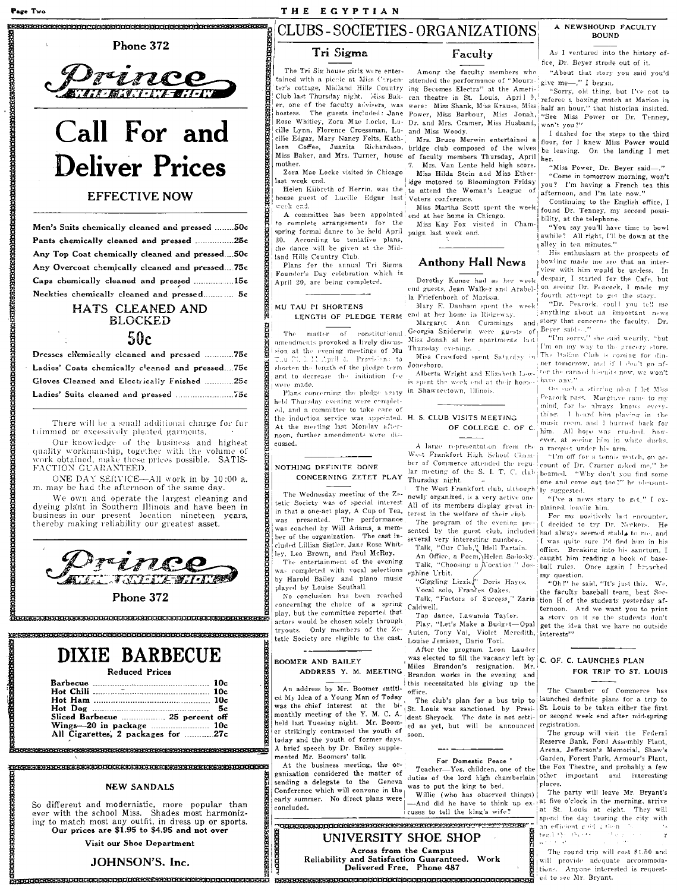## Phone 372

# Prince
WHO KNOWS HOW

# Call For and Deliver Prices

## EFFECTIVE NOW

| | |
|---|---|
| Men's Suits chemically cleaned and pressed | 50c |
| Pants chemically cleaned and pressed | 25c |
| Any Top Coat chemically cleaned and pressed | 50c |
| Any Overcoat chemically cleaned and pressed | 75c |
| Caps chemically cleaned and pressed | 15c |
| Neckties chemically cleaned and pressed | 5c |

### HATS CLEANED AND BLOCKED
### 50c

| | |
|---|---|
| Dresses chemically cleaned and pressed | 75c |
| Ladies' Coats chemically cleaned and pressed | 75c |
| Gloves Cleaned and Electrically Fnished | 25c |
| Ladies' Suits cleaned and pressed | 75c |

There will be a small additional charge for fur trimmed or excessively pleated garments.

Our knowledge of the business and highest quality workmanship, together with the volume of work obtained, make these prices possible. SATISFACTION GUARANTEED.

ONE DAY SERVICE—All work in by 10:00 a. m. may be had the afternoon of the same day.

We own and operate the largest cleaning and dyeing plant in Southern Illinois and have been in business in our present location nineteen years, thereby making reliability our greatest asset.

# Prince
WHO KNOWS HOW

Phone 372

# DIXIE BARBECUE

Reduced Prices

| | |
|---|---|
| Barbecue | 10c |
| Hot Chili | 10c |
| Hot Ham | 10c |
| Hot Dog | 5c |
| Sliced Barbecue | 25 percent off |
| Wings—20 in package | 10c |
| All Cigarettes, 2 packages for | 27c |

## NEW SANDALS

So different and modernistic, more popular than ever with the school Miss. Shades most harmonizing to match most any outfit, in dress up or sports. **Our prices are $1.95 to $4.95 and not over**

Visit our Shoe Department

**JOHNSON'S. Inc.**

# CLUBS - SOCIETIES - ORGANIZATIONS

## Tri Sigma

The Tri Sig house girls were entertained with a picnic at Miss Carpenter's cottage, Midland Hills Country Club last Thursday night. Miss Baker, one of the faculty advisers, was hostess. The guests included: Jane Rose Whitley, Zora Mae Locke, Lucille Lynn, Florence Croessman, Lucille Edgar, Mary Nancy Felts, Kathleen Coffee, Juanita Richardson, Miss Baker, and Mrs. Turner, house mother.

Zora Mae Locke visited in Chicago last week end.

Helen Kilbreth of Herrin, was the house guest of Lucille Edgar last week end.

A committee has been appointed to complete arrangements for the spring formal dance to be held April 30. According to tentative plans, the dance will be given at the Midland Hills Country Club.

Plans for the annual Tri Sigma Founder's Day celebration which is April 20, are being completed.

## MU TAU PI SHORTENS LENGTH OF PLEDGE TERM

The matter of constitutional amendments provoked a lively discussion at the evening meetings of Mu Tau Pi, [...] April 4. Provisions to shorten the length of the pledge term and to decrease the initiation fee were made.

Plans concerning the pledge party held Thursday evening were completed, and a committee to take care of the induction service was appointed. At the meeting last Monday afternoon, further amendments were discussed.

## NOTHING DEFINITE DONE CONCERNING ZETET PLAY

The Wednesday meeting of the Zetetic Society was of special interest in that a one-act play, A Cup of Tea, was presented. The performance was coached by Will Adams, a member of the organization. The cast included Lillian Sistler, Jane Rose Whitley, Leo Brown, and Paul McRoy.

The entertainment of the evening was completed with vocal selections by Harold Bailey and piano music played by Louise Southall.

No conclusion has been reached concerning the choice of a spring play, but the committee reported that actors would be chosen solely through tryouts. Only members of the Zetetic Society are eligible to the cast.

## BOOMER AND BAILEY ADDRESS Y. M. MEETING

An address by Mr. Boomer entitled My Idea of a Young Man of Today was the chief interest at the bi-monthly meeting of the Y. M. C. A. held last Tuesday night. Mr. Boomer strikingly contrasted the youth of today and the youth of former days. A brief speech by Dr. Bailey supplemented Mr. Boomers' talk.

At the business meeting, the organization considered the matter of sending a delegate to the Geneva Conference which will convene in the early summer. No direct plans were concluded.

## Faculty

Among the faculty members who attended the performance of "Mourning Becomes Electra" at the American theatre in St. Louis, April 9, were: Miss Shank, Miss Krause, Miss Power, Miss Barbour, Miss Jonah, Dr. and Mrs. Cramer, Miss Husband, and Miss Woody.

Mrs. Bruce Merwin entertained a bridge club composed of the wives of faculty members Thursday, April 7. Mrs. Van Lente held high score.

Miss Hilda Stein and Miss Etheridge motored to Bloomington Friday to attend the Woman's League of Voters conference.

Miss Martha Scott spent the week end at her home in Chicago.

Miss Kay Fox visited in Champaign last week end.

## Anthony Hall News

Dorothy Kunze had as her week end guests, Jean Walker and Arabella Friefenboch of Marissa.

Mary E. Danham spent the week end at her home in Ridgeway.

Margaret Ann Cummings and Georgia Sniderwin were guests of Miss Jonah at her apartments last Thursday evening.

Miss Crawford spent Saturday in Jonesboro.

Alberta Wright and Elizabeth Lowe spent the week end at their homes in Shawneetown, Illinois.

## H. S. CLUB VISITS MEETING OF COLLEGE C. OF C.

A large representation from the West Frankfort High School Chamber of Commerce attended the regular meeting of the S. I. T. C. club Thursday night.

The West Frankfort club, although newly organized, is a very active one. All of its members display great interest in the welfare of their club.

The program of the evening presented by the guest club, included several very interesting numbers.

Talk, "Our Club," Idell Partain.
An Office, a Poem, Helen Sadosky.
Talk, "Choosing a Vocation," Josephine Urbit.
"Giggling Lizzie," Doris Hayes.
Vocal solo, Frances Oakes.
Talk, "Factors of Success," Zaria Caldwell.
Tap dance, Lawanda Taylor.
Play, "Let's Make a Budget—Opal Auten, Tony Vai, Violet Meredith, Louise Jemison, Dario Tovi.

After the program Leon Lauder was elected to fill the vacancy left by Miles Brandon's resignation. Mr. Brandon works in the evening and this necessitated his giving up the office.

The club's plan for a bus trip to St. Louis was sanctioned by President Shryock. The date is not settled as yet, but will be announced soon.

### For Domestic Peace

Teacher—Yes, children, one of the duties of the lord high chamberlain was to put the king to bed.

Willie (who has observed things) —And did he have to think up excuses to tell the king's wife?

## UNIVERSITY SHOE SHOP

Across from the Campus
Reliability and Satisfaction Guaranteed. Work Delivered Free. Phone 487

## A NEWSHOUND FACULTY BOUND

As I ventured into the history office, Dr. Beyer strode out of it.

"About that story you said you'd give me—," I began.

"Sorry, old thing, but I've got to referee a boxing match at Marion in half an hour," that historian insisted. "See Miss Power or Dr. Tenney, won't you?"

I dashed for the steps to the third floor, for I knew Miss Power would be leaving. On the landing I met her.

"Miss Power, Dr. Beyer said—."

"Come in tomorrow morning, won't you? I'm having a French tea this afternoon, and I'm late now."

Continuing to the English office, I found Dr. Tenney, my second possibility, at the telephone.

"You say you'll have time to bowl awhile? All right, I'll be down at the alley in ten minutes."

His enthusiasm at the prospects of bowling made me see that an interview with him would be useless. In despair, I started for the Cafe, but on seeing Dr. Peacock, I made my fourth attempt to get the story.

"Dr. Peacock, could you tell me anything about an important news story that concerns the faculty. Dr. Beyer said—."

"I'm sorry," she said wearily, "but I'm on my way to the grocery store. The Italian Club is coming for dinner tomorrow, and if I don't go after the canned biscuits now, we won't have any."

On such a stirring plea I let Miss Peacock pass. Margrave came to my mind, for he always knows everything. I heard him playing in the music room, and I hurried back for him. All hope was crushed, however, at seeing him in white ducks, a racquet under his arm.

"I'm off for a tennis match, on account of Dr. Cramer asked me," he beamed. "Why don't you find some one and come out too?" he pleasantly suggested.

"I've a news story to get," I explained, leaving him.

For my positively last encounter, I decided to try Dr. Neckers. He had always seemed stable to me, and I was quite sure I'd find him in his office. Breaking into his sanctum, I caught him reading a book of baseball rules. Once again I broached my question.

"Oh!" he said, "It's just this. We, the faculty baseball team, beat Section H of the students yesterday afternoon. And we want you to print a story on it so the students don't get the idea that we have no outside interests!"

## C. OF C. LAUNCHES PLAN FOR TRIP TO ST. LOUIS

The Chamber of Commerce has launched definite plans for a trip to St. Louis to be taken either the first or second week end after mid-spring registration.

The group will visit the Federal Reserve Bank, Ford Assembly Plant, Arena, Jefferson's Memorial, Shaw's Garden, Forest Park, Armour's Plant, the Fox Theatre, and probably a few other important and interesting places.

The party will leave Mr. Bryant's at five o'clock in the morning, arrive at St. Louis at eight. They will spend the day touring the city with an efficient guide [...]

The round trip will cost $1.50 and will provide adequate accommodations. Anyone interested is requested to see Mr. Bryant.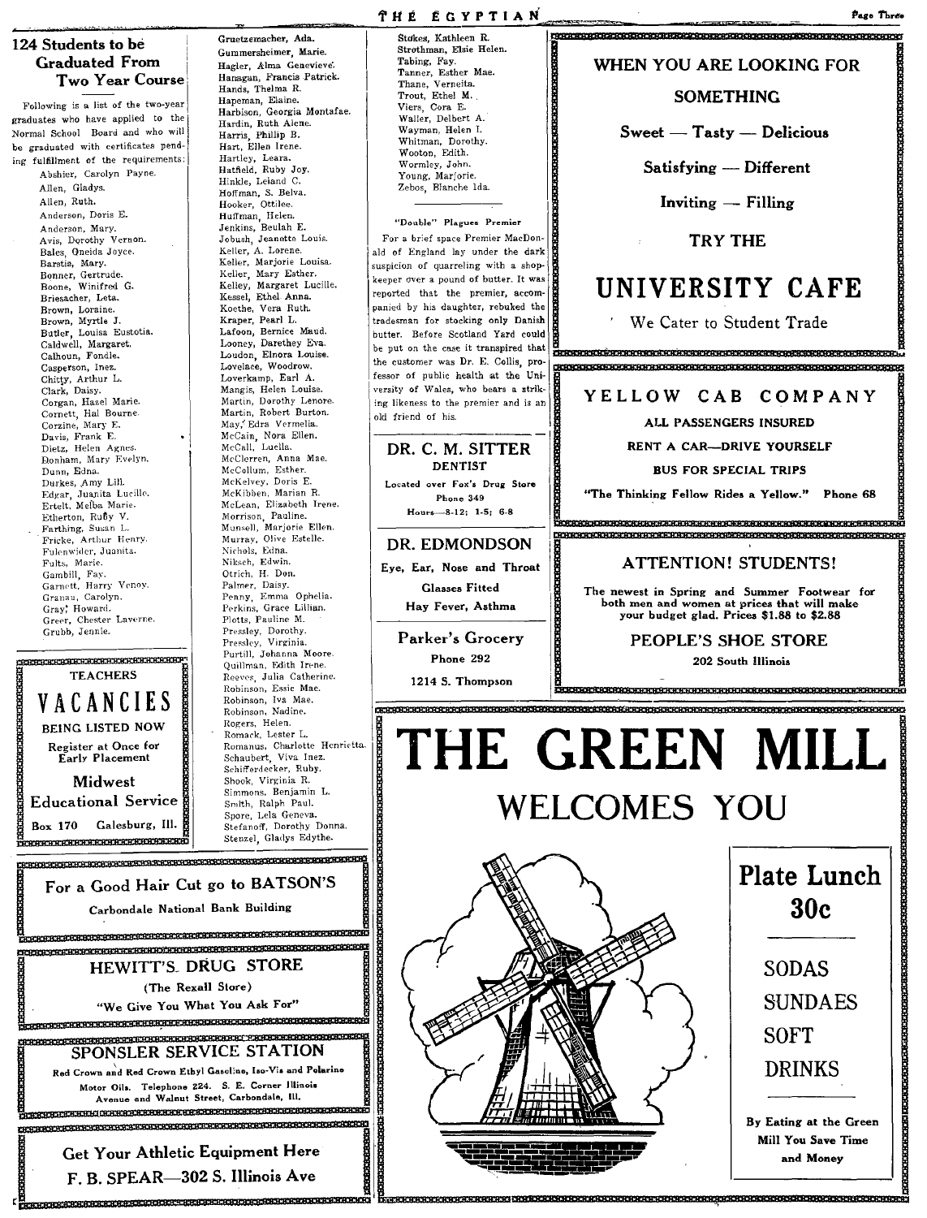## 124 Students to be Graduated From Two Year Course

Following is a list of the two-year graduates who have applied to the Normal School Board and who will be graduated with certificates pending fulfillment of the requirements:

Abshier, Carolyn Payne.
Allen, Gladys.
Allen, Ruth.
Anderson, Doris E.
Anderson, Mary.
Avis, Dorothy Vernon.
Bales, Oneida Joyce.
Barstis, Mary.
Bonner, Gertrude.
Boone, Winifred G.
Briesacher, Leta.
Brown, Loraine.
Brown, Myrtle J.
Butler, Louisa Eustotia.
Caldwell, Margaret.
Calhoun, Fondle.
Casperson, Inez.
Chitty, Arthur L.
Clark, Daisy.
Corgan, Hazel Marie.
Cornett, Hal Bourne.
Corzine, Mary E.
Davis, Frank E.
Dietz, Helen Agnes.
Donham, Mary Evelyn.
Dunn, Edna.
Durkes, Amy Lill.
Edgar, Juanita Lucille.
Ertelt, Melba Marie.
Etherton, Ruby V.
Farthing, Susan L.
Fricke, Arthur Henry.
Fulenwider, Juanita.
Fults, Marie.
Gambill, Fay.
Garnett, Harry Venoy.
Granau, Carolyn.
Gray, Howard.
Greer, Chester Laverne.
Grubb, Jennie.
Gruetzemacher, Ada.
Gummersheimer, Marie.
Hagler, Alma Genevieve.
Hanagan, Francis Patrick.
Hands, Thelma R.
Hapeman, Elaine.
Harbison, Georgia Montafae.
Hardin, Ruth Alene.
Harris, Phillip B.
Hart, Ellen Irene.
Hartley, Leara.
Hatfield, Ruby Joy.
Hinkle, Leland C.
Hoffman, S. Belva.
Hooker, Ottilee.
Huffman, Helen.
Jenkins, Beulah E.
Jobush, Jeanette Louis.
Keller, A. Lorene.
Keller, Marjorie Louisa.
Keller, Mary Esther.
Kelley, Margaret Lucille.
Kessel, Ethel Anna.
Koethe, Vera Ruth.
Kraper, Pearl L.
Lafoon, Bernice Maud.
Looney, Darethey Eva.
Loudon, Elnora Louise.
Lovelace, Woodrow.
Loverkamp, Earl A.
Mangis, Helen Louise.
Martin, Dorothy Lenore.
Martin, Robert Burton.
May, Edra Vermelia.
McCain, Nora Ellen.
McCall, Luella.
McClerren, Anna Mae.
McCollum, Esther.
McKelvey, Doris E.
McKibben, Marian R.
McLean, Elizabeth Irene.
Morrison, Pauline.
Munsell, Marjorie Ellen.
Murray, Olive Estelle.
Nichols, Edna.
Niksch, Edwin.
Otrich, H. Don.
Palmer, Daisy.
Penny, Emma Ophelia.
Perkins, Grace Lillian.
Plotts, Pauline M.
Pressley, Dorothy.
Pressley, Virginia.
Purtill, Johanna Moore.
Quillman, Edith Irene.
Reeves, Julia Catherine.
Robinson, Essie Mae.
Robinson, Iva Mae.
Robinson, Nadine.
Rogers, Helen.
Romack, Lester L.
Romanus, Charlotte Henrietta.
Schaubert, Viva Inez.
Schifferdecker, Ruby.
Shook, Virginia R.
Simmons, Benjamin L.
Smith, Ralph Paul.
Spore, Lela Geneva.
Stefanoff, Dorothy Donna.
Stenzel, Gladys Edythe.
Stokes, Kathleen R.
Strothman, Elsie Helen.
Tabing, Fay.
Tanner, Esther Mae.
Thane, Verneita.
Trout, Ethel M.
Viers, Cora E.
Waller, Delbert A.
Wayman, Helen I.
Whitman, Dorothy.
Wooton, Edith.
Wormley, John.
Young, Marjorie.
Zebos, Blanche Ida.

---

### "Double" Plagues Premier

For a brief space Premier MacDonald of England lay under the dark suspicion of quarreling with a shopkeeper over a pound of butter. It was reported that the premier, accompanied by his daughter, rebuked the tradesman for stocking only Danish butter. Before Scotland Yard could be put on the case it transpired that the customer was Dr. E. Collis, professor of public health at the University of Wales, who bears a striking likeness to the premier and is an old friend of his.

---

TEACHERS

**VACANCIES**

BEING LISTED NOW

Register at Once for Early Placement

**Midwest Educational Service**

Box 170 Galesburg, Ill.

---

**For a Good Hair Cut go to BATSON'S**

Carbondale National Bank Building

---

**HEWITT'S DRUG STORE**

(The Rexall Store)

"We Give You What You Ask For"

---

**SPONSLER SERVICE STATION**

Red Crown and Red Crown Ethyl Gasoline, Iso-Vis and Polarine Motor Oils. Telephone 224. S. E. Corner Illinois Avenue and Walnut Street, Carbondale, Ill.

---

**Get Your Athletic Equipment Here**

**F. B. SPEAR—302 S. Illinois Ave**

---

**DR. C. M. SITTER**

DENTIST

Located over Fox's Drug Store

Phone 349

Hours—8-12; 1-5; 6-8

---

**DR. EDMONDSON**

Eye, Ear, Nose and Throat

Glasses Fitted

Hay Fever, Asthma

---

**Parker's Grocery**

Phone 292

1214 S. Thompson

---

WHEN YOU ARE LOOKING FOR

SOMETHING

Sweet — Tasty — Delicious

Satisfying — Different

Inviting — Filling

TRY THE

**UNIVERSITY CAFE**

We Cater to Student Trade

---

**YELLOW CAB COMPANY**

ALL PASSENGERS INSURED

RENT A CAR—DRIVE YOURSELF

BUS FOR SPECIAL TRIPS

"The Thinking Fellow Rides a Yellow." Phone 68

---

**ATTENTION! STUDENTS!**

The newest in Spring and Summer Footwear for both men and women at prices that will make your budget glad. Prices $1.88 to $2.88

**PEOPLE'S SHOE STORE**

202 South Illinois

---

# THE GREEN MILL

## WELCOMES YOU

**Plate Lunch 30c**

SODAS

SUNDAES

SOFT DRINKS

By Eating at the Green Mill You Save Time and Money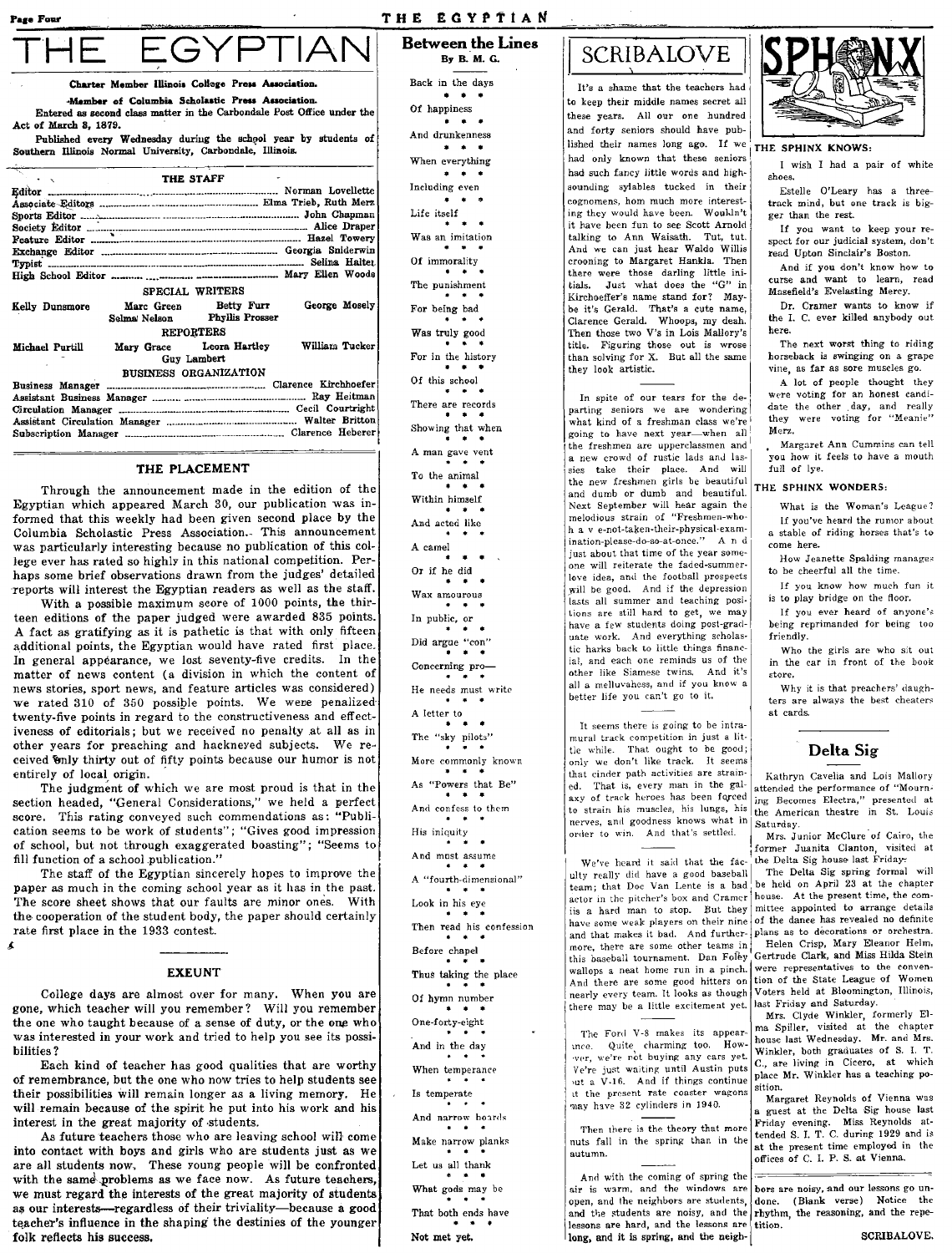# THE EGYPTIAN

**Charter Member Illinois College Press Association.**

**Member of Columbia Scholastic Press Association.**

Entered as second class matter in the Carbondale Post Office under the Act of March 3, 1879.

Published every Wednesday during the school year by students of Southern Illinois Normal University, Carbondale, Illinois.

### THE STAFF

Editor ..... Norman Lovellette
Associate Editors ..... Elma Trieb, Ruth Merz
Sports Editor ..... John Chapman
Society Editor ..... Alice Draper
Feature Editor ..... Hazel Towery
Exchange Editor ..... Georgia Snider­win
Typist ..... Selina Halter
High School Editor ..... Mary Ellen Woods

SPECIAL WRITERS

Kelly Dunsmore, Marc Green, Betty Furr, George Mosely, Selma Nelson, Phyllis Prosser

REPORTERS

Michael Purtill, Mary Grace, Leora Hartley, William Tucker, Guy Lambert

BUSINESS ORGANIZATION

Business Manager ..... Clarence Kirchhoefer
Assistant Business Manager ..... Ray Heitman
Circulation Manager ..... Cecil Courtright
Assistant Circulation Manager ..... Walter Britton
Subscription Manager ..... Clarence Heberer

## THE PLACEMENT

Through the announcement made in the edition of the Egyptian which appeared March 30, our publication was informed that this weekly had been given second place by the Columbia Scholastic Press Association. This announcement was particularly interesting because no publication of this college ever has rated so highly in this national competition. Perhaps some brief observations drawn from the judges' detailed reports will interest the Egyptian readers as well as the staff.

With a possible maximum score of 1000 points, the thirteen editions of the paper judged were awarded 835 points. A fact as gratifying as it is pathetic is that with only fifteen additional points, the Egyptian would have rated first place. In general appearance, we lost seventy-five credits. In the matter of news content (a division in which the content of news stories, sport news, and feature articles was considered) we rated 310 of 350 possible points. We were penalized twenty-five points in regard to the constructiveness and effectiveness of editorials; but we received no penalty at all as in other years for preaching and hackneyed subjects. We received only thirty out of fifty points because our humor is not entirely of local origin.

The judgment of which we are most proud is that in the section headed, "General Considerations," we held a perfect score. This rating conveyed such commendations as: "Publication seems to be work of students"; "Gives good impression of school, but not through exaggerated boasting"; "Seems to fill function of a school publication."

The staff of the Egyptian sincerely hopes to improve the paper as much in the coming school year as it has in the past. The score sheet shows that our faults are minor ones. With the cooperation of the student body, the paper should certainly rate first place in the 1933 contest.

## EXEUNT

College days are almost over for many. When you are gone, which teacher will you remember? Will you remember the one who taught because of a sense of duty, or the one who was interested in your work and tried to help you see its possibilities?

Each kind of teacher has good qualities that are worthy of remembrance, but the one who now tries to help students see their possibilities will remain longer as a living memory. He will remain because of the spirit he put into his work and his interest in the great majority of students.

As future teachers those who are leaving school will come into contact with boys and girls who are students just as we are all students now. These young people will be confronted with the same problems as we face now. As future teachers, we must regard the interests of the great majority of students as our interests—regardless of their triviality—because a good teacher's influence in the shaping the destinies of the younger folk reflects his success.

## Between the Lines

By B. M. G.

Back in the days
\* \* \*
Of happiness
\* \* \*
And drunkenness
\* \* \*
When everything
\* \* \*
Including even
\* \* \*
Life itself
\* \* \*
Was an imitation
\* \* \*
Of immorality
\* \* \*
The punishment
\* \* \*
For being bad
\* \* \*
Was truly good
\* \* \*
For in the history
\* \* \*
Of this school
\* \* \*
There are records
\* \* \*
Showing that when
\* \* \*
A man gave vent
\* \* \*
To the animal
\* \* \*
Within himself
\* \* \*
And acted like
\* \* \*
A camel
\* \* \*
Or if he did
\* \* \*
Wax amourous
\* \* \*
In public, or
\* \* \*
Did argue "con"
\* \* \*
Concerning pro—
\* \* \*
He needs must write
\* \* \*
A letter to
\* \* \*
The "sky pilots"
\* \* \*
More commonly known
\* \* \*
As "Powers that Be"
\* \* \*
And confess to them
\* \* \*
His iniquity
\* \* \*
And must assume
\* \* \*
A "fourth-dimensional"
\* \* \*
Look in his eye
\* \* \*
Then read his confession
\* \* \*
Before chapel
\* \* \*
Thus taking the place
\* \* \*
Of hymn number
\* \* \*
One-forty-eight
\* \* \*
And in the day
\* \* \*
When temperance
\* \* \*
Is temperate
\* \* \*
And narrow boards
\* \* \*
Make narrow planks
\* \* \*
Let us all thank
\* \* \*
What gods may be
\* \* \*
That both ends have
\* \* \*
Not met yet.

## SCRIBALOVE

It's a shame that the teachers had to keep their middle names secret all these years. All our one hundred and forty seniors should have published their names long ago. If we had only known that these seniors had such fancy little words and high-sounding sylables tucked in their cognomens, hom much more interesting they would have been. Wouldn't it have been fun to see Scott Arnold talking to Ann Waisath. Tut, tut. And we can just hear Waldo Willis crooning to Margaret Hankla. Then there were those darling little initials. Just what does the "G" in Kirchoeffer's name stand for? Maybe it's Gerald. That's a cute name, Clarence Gerald. Whoops, my deah. Then those two V's in Lois Mallory's title. Figuring those out is wrose than solving for X. But all the same they look artistic.

In spite of our tears for the departing seniors we are wondering what kind of a freshman class we're going to have next year—when all the freshmen are upperclassmen and a new crowd of rustic lads and lassies take their place. And will the new freshmen girls be beautiful and dumb or dumb and beautiful. Next September will hear again the melodious strain of "Freshmen-who-h a v e-not-taken-their-physical-examination-please-do-so-at-once." A n d just about that time of the year someone will reiterate the faded-summer-love idea, and the football prospects will be good. And if the depression lasts all summer and teaching positions are still hard to get, we may have a few students doing post-graduate work. And everything scholastic harks back to little things financial, and each one reminds us of the other like Siamese twins. And it's all a melluvahess, and if you know a better life you can't go to it.

It seems there is going to be intramural track competition in just a little while. That ought to be good; only we don't like track. It seems that cinder path activities are strained. That is, every man in the galaxy of track heroes has been forced to strain his muscles, his lungs, his nerves, and goodness knows what in order to win. And that's settled.

We've heard it said that the faculty really did have a good baseball team; that Doc Van Lente is a bad actor in the pitcher's box and Cramer is a hard man to stop. But they have some weak players on their nine and that makes it bad. And furthermore, there are some other teams in this baseball tournament. Dan Foley wallops a neat home run in a pinch. And there are some good hitters on nearly every team. It looks as though there may be a little excitement yet.

The Ford V-8 makes its appearance. Quite charming too. However, we're not buying any cars yet. We're just waiting until Austin puts out a V-16. And if things continue at the present rate coaster wagons may have 32 cylinders in 1940.

Then there is the theory that more nuts fall in the spring than in the autumn.

And with the coming of spring the air is warm, and the windows are open, and the neighbors are students, and the students are noisy, and the lessons are hard, and the lessons are long, and it is spring, and the neighbors are noisy, and our lessons go undone. (Blank verse) Notice the rhythm, the reasoning, and the repetition.

SCRIBALOVE.

## SPHINX

### THE SPHINX KNOWS:

I wish I had a pair of white shoes.

Estelle O'Leary has a three-track mind, but one track is bigger than the rest.

If you want to keep your respect for our judicial system, don't read Upton Sinclair's Boston.

And if you don't know how to curse and want to learn, read Masefield's Evelasting Mercy.

Dr. Cramer wants to know if the I. C. ever killed anybody out here.

The next worst thing to riding horseback is swinging on a grape vine, as far as sore muscles go.

A lot of people thought they were voting for an honest candidate the other day, and really they were voting for "Meanie" Merz.

Margaret Ann Cummins can tell you how it feels to have a mouth full of lye.

### THE SPHINX WONDERS:

What is the Woman's League?

If you've heard the rumor about a stable of riding horses that's to come here.

How Jeanette Spalding manages to be cheerful all the time.

If you know how much fun it is to play bridge on the floor.

If you ever heard of anyone's being reprimanded for being too friendly.

Who the girls are who sit out in the car in front of the book store.

Why it is that preachers' daughters are always the best cheaters at cards.

## Delta Sig

Kathryn Cavelia and Lois Mallory attended the performance of "Mourning Becomes Electra," presented at the American theatre in St. Louis Saturday.

Mrs. Junior McClure of Cairo, the former Juanita Clanton, visited at the Delta Sig house last Friday.

The Delta Sig spring formal will be held on April 23 at the chapter house. At the present time, the committee appointed to arrange details of the dance has revealed no definite plans as to decorations or orchestra.

Helen Crisp, Mary Eleanor Helm, Gertrude Clark, and Miss Hilda Stein were representatives to the convention of the State League of Women Voters held at Bloomington, Illinois, last Friday and Saturday.

Mrs. Clyde Winkler, formerly Elma Spiller, visited at the chapter house last Wednesday. Mr. and Mrs. Winkler, both graduates of S. I. T. C., are living in Cicero, at which place Mr. Winkler has a teaching position.

Margaret Reynolds of Vienna was a guest at the Delta Sig house last Friday evening. Miss Reynolds attended S. I. T. C. during 1929 and is at the present time employed in the offices of C. I. P. S. at Vienna.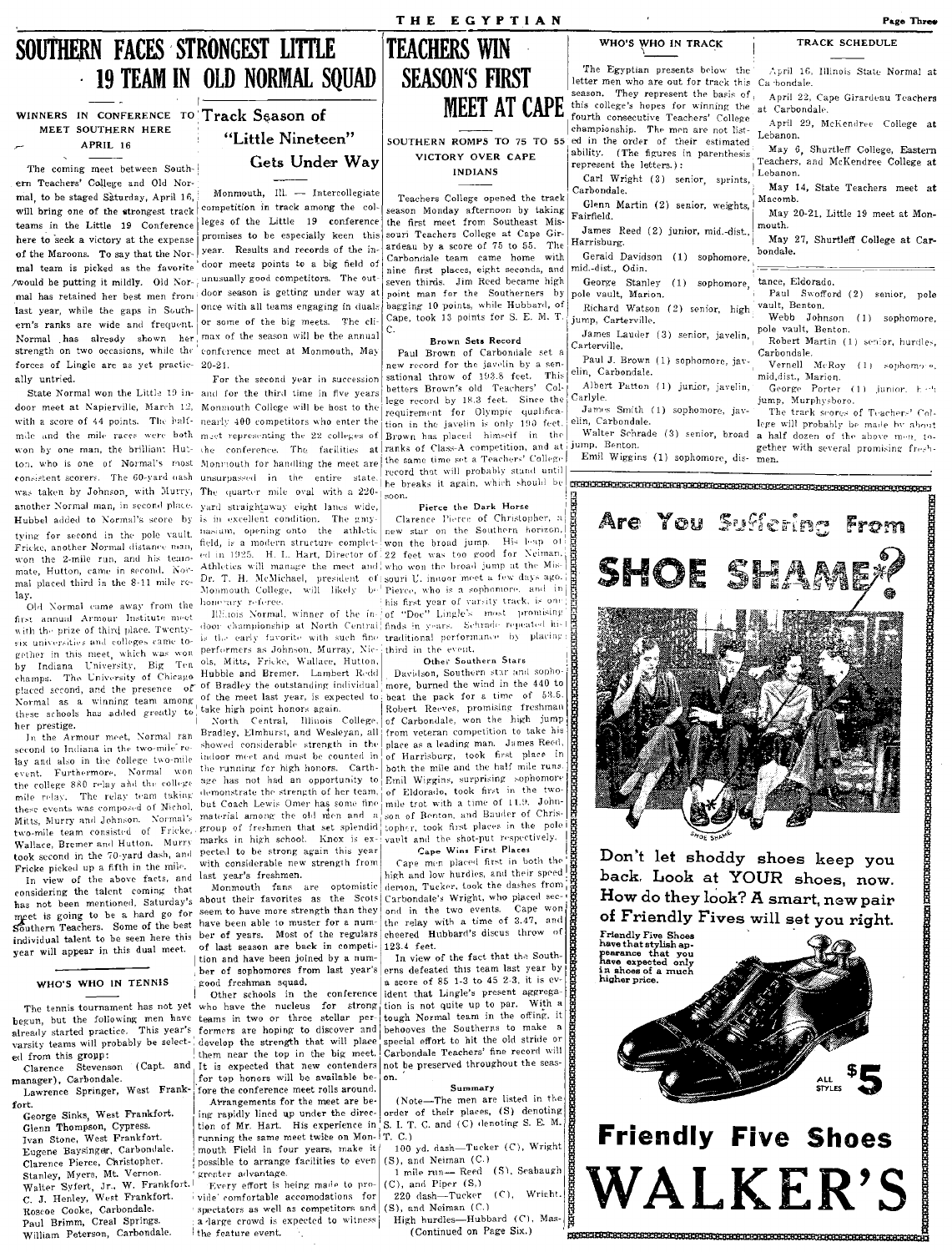# SOUTHERN FACES STRONGEST LITTLE 19 TEAM IN OLD NORMAL SQUAD

### WINNERS IN CONFERENCE MEET SOUTHERN HERE APRIL 16

The coming meet between Southern Teachers' College and Old Normal, to be staged Saturday, April 16, will bring one of the strongest track teams in the Little 19 Conference here to seek a victory at the expense of the Maroons. To say that the Normal team is picked as the favorite would be putting it mildly. Old Normal has retained her best men from last year, while the gaps in Southern's ranks are wide and frequent. Normal has already shown her strength on two occasions, while the forces of Lingle are as yet practically untried.

State Normal won the Little 19 indoor meet at Napierville, March 12, with a score of 44 points. The half-mile and the mile races were both won by one man, the brilliant Hutton, who is one of Normal's most consistent scorers. The 60-yard dash was taken by Johnson, with Murry, another Normal man, in second place. Hubbel added to Normal's score by tying for second in the pole vault. Fricke, another Normal distance man, won the 2-mile run, and his teammate, Hutton, came in second. Normal placed third in the 8-11 mile relay.

Old Normal came away from the first annual Armour Institute meet with the prize of third place. Twenty-six universities and colleges came together in this meet, which was won by Indiana University, Big Ten champs. The University of Chicago placed second, and the presence of Normal as a winning team among these schools has added greatly to her prestige.

In the Armour meet, Normal ran second to Indiana in the two-mile relay and also in the College two-mile event. Furthermore, Normal won the college 880 relay and the college mile relay. The relay team taking these events was composed of Nichol, Mitts, Murry and Johnson. Normal's two-mile team consisted of Fricke, Wallace, Bremer and Hutton. Murry took second in the 70-yard dash, and Fricke picked up a fifth in the mile.

In view of the above facts, and considering the talent coming that has not been mentioned, Saturday's meet is going to be a hard go for Southern Teachers. Some of the best individual talent to be seen here this year will appear in this dual meet.

## WHO'S WHO IN TENNIS

The tennis tournament has not yet begun, but the following men have already started practice. This year's varsity teams will probably be selected from this group:

Clarence Stevenson (Capt. and manager), Carbondale.
Lawrence Springer, West Frankfort.
George Sinks, West Frankfort.
Glenn Thompson, Cypress.
Ivan Stone, West Frankfort.
Eugene Baysinger, Carbondale.
Clarence Pierce, Christopher.
Stanley, Myers, Mt. Vernon.
Walter Syfert, Jr., W. Frankfort.
C. J. Henley, West Frankfort.
Roscoe Cooke, Carbondale.
Paul Brimm, Creal Springs.
William Peterson, Carbondale.

## Track Season of "Little Nineteen" Gets Under Way

Monmouth, Ill. — Intercollegiate competition in track among the colleges of the Little 19 conference promises to be especially keen this year. Results and records of the indoor meets points to a big field of unusually good competitors. The outdoor season is getting under way at once with all teams engaging in duals or some of the big meets. The climax of the season will be the annual conference meet at Monmouth, May 20-21.

For the second year in succession and for the third time in five years Monmouth College will be host to the nearly 400 competitors who enter the meet representing the 22 colleges of the conference. The facilities at Monmouth for handling the meet are unsurpassed in the entire state. The quarter mile oval with a 220-yard straightaway eight lanes wide, is in excellent condition. The gymnasium, opening onto the athletic field, is a modern structure completed in 1925. H. L. Hart, Director of Athletics will manage the meet and Dr. T. H. McMichael, president of Monmouth College, will likely be honorary referee.

Illinois Normal, winner of the indoor championship at North Central is the early favorite with such fine performers as Johnson, Murray, Nicols, Mitts, Fricke, Wallace, Hutton, Hubble and Bremer. Lambert Redd of Bradley the outstanding individual of the meet last year, is expected to take high point honors again.

North Central, Illinois College, Bradley, Elmhurst, and Wesleyan, all showed considerable strength in the indoor meet and must be counted in the running for high honors. Carthage has not had an opportunity to demonstrate the strength of her team, but Coach Lewis Omer has some fine material among the old men and a group of freshmen that set splendid marks in high school. Knox is expected to be strong again this year with considerable new strength from last year's freshmen.

Monmouth fans are optomistic about their favorites as the Scots seem to have more strength than they have been able to muster for a number of years. Most of the regulars of last season are back in competition and have been joined by a number of sophomores from last year's good freshman squad.

Other schools in the conference who have the nucleus for strong teams in two or three stellar performers are hoping to discover and develop the strength that will place them near the top in the big meet. It is expected that new contenders for top honors will be available before the conference meet rolls around.

Arrangements for the meet are being rapidly lined up under the direction of Mr. Hart. His experience in running the same meet twice on Monmouth Field in four years, make it possible to arrange facilities to even greater advantage.

Every effort is being made to provide comfortable accomodations for spectators as well as competitors and a large crowd is expected to witness the feature event.

# TEACHERS WIN SEASON'S FIRST MEET AT CAPE

### SOUTHERN ROMPS TO 75 TO 55 VICTORY OVER CAPE INDIANS

Teachers College opened the track season Monday afternoon by taking the first meet from Southeast Missouri Teachers College at Cape Girardeau by a score of 75 to 55. The Carbondale team came home with nine first places, eight seconds, and seven thirds. Jim Reed became high point man for the Southerners by bagging 10 points, while Hubbard, of Cape, took 13 points for S. E. M. T. C.

**Brown Sets Record**

Paul Brown of Carbondale set a new record for the javelin by a sensational throw of 193.8 feet. This betters Brown's old Teachers' College record by 18.3 feet. Since the requirement for Olympic qualification in the javelin is only 190 feet, Brown has placed himself in the ranks of Class-A competition, and at the same time set a Teachers' College record that will probably stand until he breaks it again, which should be soon.

**Pierce the Dark Horse**

Clarence Pierce of Christopher, a new star on the Southern horizon, won the broad jump. His leap of 22 feet was too good for Neiman, who won the broad jump at the Missouri U. indoor meet a few days ago. Pierce, who is a sophomore, and in his first year of varsity track, is one of "Doc" Lingle's most promising finds in years. Schrade repeated his traditional performance by placing third in the event.

**Other Southern Stars**

Davidson, Southern star and sophomore, burned the wind in the 440 to beat the pack for a time of 53.5. Robert Reeves, promising freshman of Carbondale, won the high jump from veteran competition to take his place as a leading man. James Reed, of Harrisburg, took first place in both the mile and the half mile runs. Emil Wiggins, surprising sophomore of Eldorado, took first in the two-mile trot with a time of 11.9. Johnson of Benton, and Bauder of Christopher, took first places in the pole vault and the shot-put respectively.

**Cape Wins First Places**

Cape men placed first in both the high and low hurdles, and their speed demon, Tucker, took the dashes from Carbondale's Wright, who placed second in the two events. Cape won the relay with a time of 3.47, and cheered Hubbard's discus throw of 123.4 feet.

In view of the fact that the Southerns defeated this team last year by a score of 85 1-3 to 45 2-3, it is evident that Lingle's present aggregation is not quite up to par. With a tough Normal team in the offing, it behooves the Southerns to make a special effort to hit the old stride or Carbondale Teachers' fine record will not be preserved throughout the season.

**Summary**

(Note—The men are listed in the order of their places, (S) denoting S. I. T. C. and (C) denoting S. E. M. T. C.)

100 yd. dash—Tucker (C), Wright (S), and Neiman (C.)
1 mile run— Reed (S), Seabaugh (C), and Piper (S.)
220 dash—Tucker (C), Wright, (S), and Neiman (C.)
High hurdles—Hubbard (C), Mas-
(Continued on Page Six.)

## WHO'S WHO IN TRACK

The Egyptian presents below the letter men who are out for track this season. They represent the basis of this college's hopes for winning the fourth consecutive Teachers' College championship. The men are not listed in the order of their estimated ability. (The figures in parenthesis represent the letters.):

Carl Wright (3) senior, sprints, Carbondale.
Glenn Martin (2) senior, weights, Fairfield.
James Reed (2) junior, mid.-dist., Harrisburg.
Gerald Davidson (1) sophomore, mid.-dist., Odin.
George Stanley (1) sophomore, pole vault, Marion.
Richard Watson (2) senior, high jump, Carterville.
James Lauder (3) senior, javelin, Carterville.
Paul J. Brown (1) sophomore, javelin, Carbondale.
Albert Patton (1) junior, javelin, Carlyle.
James Smith (1) sophomore, javelin, Carbondale.
Walter Schrade (3) senior, broad jump, Benton.
Emil Wiggins (1) sophomore, distance, Eldorado.
Paul Swofford (2) senior, pole vault, Benton.
Webb Johnson (1) sophomore, pole vault, Benton.
Robert Martin (1) senior, hurdles, Carbondale.
Vernell McRoy (1) sophomore, mid.dist., Marion.
George Porter (1) junior, high jump, Murphysboro.

The track scores of Teachers' College will probably be made by about a half dozen of the above men, together with several promising freshmen.

## TRACK SCHEDULE

April 16, Illinois State Normal at Carbondale.
April 22, Cape Girardeau Teachers at Carbondale.
April 29, McKendree College at Lebanon.
May 6, Shurtleff College, Eastern Teachers, and McKendree College at Lebanon.
May 14, State Teachers meet at Macomb.
May 20-21, Little 19 meet at Monmouth.
May 27, Shurtleff College at Carbondale.

---

**Are You Suffering From SHOE SHAME?**

**Don't let shoddy shoes keep you back. Look at YOUR shoes, now. How do they look? A smart, new pair of Friendly Fives will set you right.**

Friendly Five Shoes have that stylish appearance that you have expected only in shoes of a much higher price.

ALL STYLES $5

**Friendly Five Shoes**

**WALKER'S**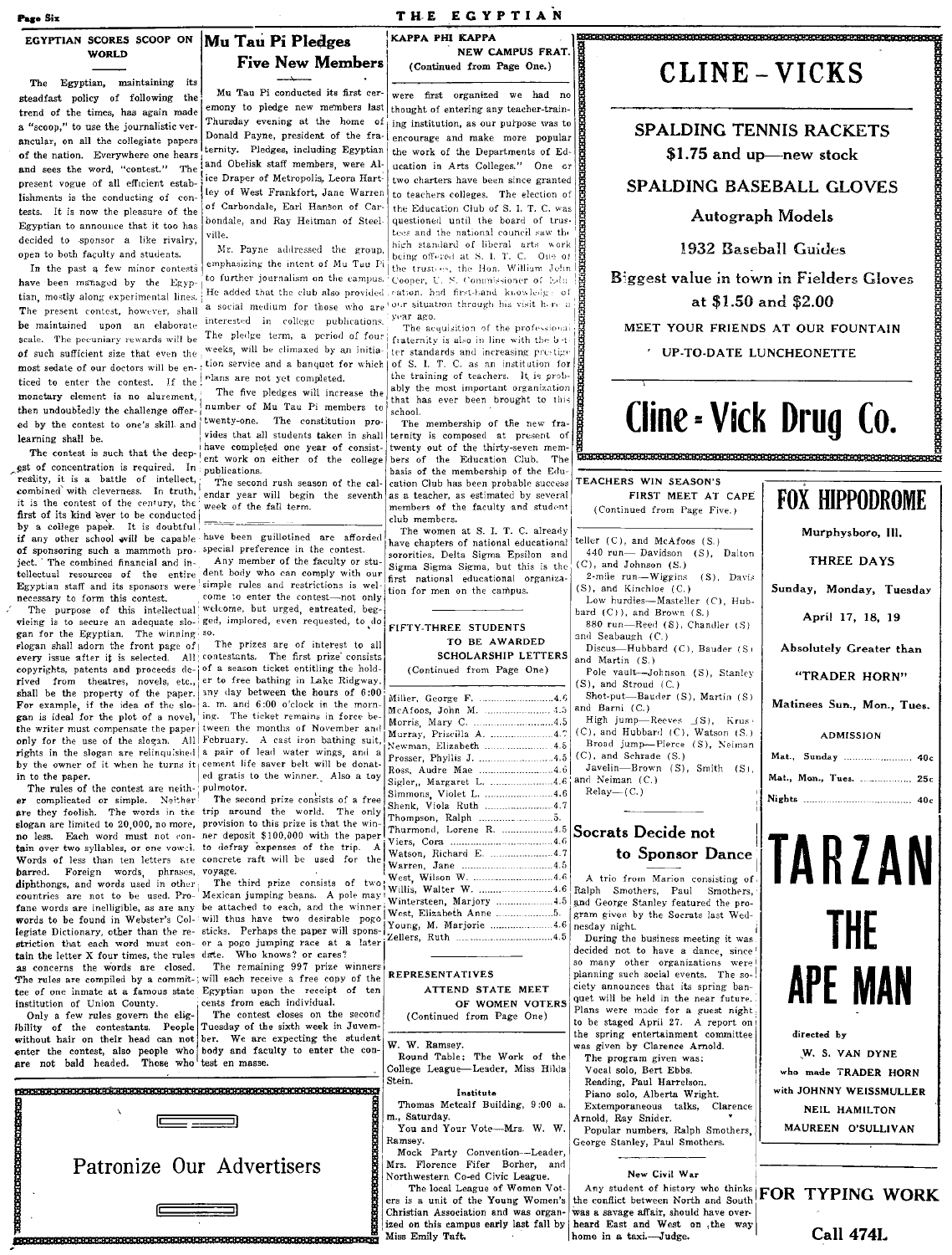## EGYPTIAN SCORES SCOOP ON WORLD

The Egyptian, maintaining its steadfast policy of following the trend of the times, has again made a "scoop," to use the journalistic vernacular, on all the collegiate papers of the nation. Everywhere one hears and sees the word, "contest." The present vogue of all efficient establishments is the conducting of contests. It is now the pleasure of the Egyptian to announce that it too has decided to sponsor a like rivalry, open to both faculty and students.

In the past a few minor contests have been managed by the Egyptian, mostly along experimental lines. The present contest, however, shall be maintained upon an elaborate scale. The pecuniary rewards will be of such sufficient size that even the most sedate of our doctors will be enticed to enter the contest. If the monetary element is no alurement, then undoubtedly the challenge offered by the contest to one's skill and learning shall be.

The contest is such that the deepest of concentration is required. In reality, it is a battle of intellect, combined with cleverness. In truth, it is the contest of the century, the first of its kind ever to be conducted by a college paper. It is doubtful if any other school will be capable of sponsoring such a mammoth project. The combined financial and intellectual resources of the entire Egyptian staff and its sponsors were necessary to form this contest.

The purpose of this intellectual vieing is to secure an adequate slogan for the Egyptian. The winning slogan shall adorn the front page of every issue after it is selected. All copyrights, patents and proceeds derived from theatres, novels, etc., shall be the property of the paper. For example, if the idea of the slogan is ideal for the plot of a novel, the writer must compensate the paper only for the use of the slogan. All rights in the slogan are relinquished by the owner of it when he turns it in to the paper.

The rules of the contest are neither complicated or simple. Neither are they foolish. The words in the slogan are limited to 20,000, no more, no less. Each word must not contain over two syllables, or one vowel. Words of less than ten letters are barred. Foreign words, phrases, diphthongs, and words used in other countries are not to be used. Profane words are ineligible, as are any words to be found in Webster's Collegiate Dictionary, other than the restriction that each word must contain the letter X four times, the rules as concerns the words are closed. The rules are compiled by a committee of one inmate at a famous state institution of Union County.

Only a few rules govern the eligibility of the contestants. People without hair on their head can not enter the contest, also people who are not bald headed. Those who have been guillotined are afforded special preference in the contest.

Any member of the faculty or student body who can comply with our simple rules and restrictions is welcome to enter the contest—not only welcome, but urged, entreated, begged, implored, even requested, to do so.

The prizes are of interest to all contestants. The first prize consists of a season ticket entitling the holder to free bathing in Lake Ridgway, any day between the hours of 6:00 a. m. and 6:00 o'clock in the morning. The ticket remains in force between the months of November and February. A cast iron bathing suit, a pair of lead water wings, and a cement life saver belt will be donated gratis to the winner. Also a toy pulmotor.

The second prize consists of a free trip around the world. The only provision to this prize is that the winner deposit $100,000 with the paper to defray expenses of the trip. A concrete raft will be used for the voyage.

The third prize consists of two Mexican jumping beans. A pole may be attached to each, and the winner will thus have two desirable pogo sticks. Perhaps the paper will sponsor a pogo jumping race at a later date. Who knows? or cares?

The remaining 997 prize winners will each receive a free copy of the Egyptian upon the receipt of ten cents from each individual.

The contest closes on the second Tuesday of the sixth week in Juvember. We are expecting the student body and faculty to enter the contest en masse.

Patronize Our Advertisers

## Mu Tau Pi Pledges Five New Members

Mu Tau Pi conducted its first ceremony to pledge new members last Thursday evening at the home of Donald Payne, president of the fraternity. Pledges, including Egyptian and Obelisk staff members, were Alice Draper of Metropolis, Leora Hartley of West Frankfort, Jane Warren of Carbondale, Earl Hanson of Carbondale, and Ray Heitman of Steelville.

Mr. Payne addressed the group, emphasizing the intent of Mu Tau Pi to further journalism on the campus. He added that the club also provided a social medium for those who are interested in college publications. The pledge term, a period of four weeks, will be climaxed by an initiation service and a banquet for which plans are not yet completed.

The five pledges will increase the number of Mu Tau Pi members to twenty-one. The constitution provides that all students taken in shall have completed one year of consistent work on either of the college publications.

The second rush season of the calendar year will begin the seventh week of the fall term.

## KAPPA PHI KAPPA NEW CAMPUS FRAT.
(Continued from Page One.)

were first organized we had no thought of entering any teacher-training institution, as our purpose was to encourage and make more popular the work of the Departments of Education in Arts Colleges." One or two charters have been since granted to teachers colleges. The election of the Education Club of S. I. T. C. was questioned until the board of trustees and the national council saw the high standard of liberal arts work being offered at S. I. T. C. One of the trustees, the Hon. William John Cooper, U. S. Commissioner of Education, had first-hand knowledge of our situation through his visit here a year ago.

The acquisition of the professional fraternity is also in line with the better standards and increasing prestige of S. I. T. C. as an institution for the training of teachers. It is probably the most important organization that has ever been brought to this school.

The membership of the new fraternity is composed at present of twenty out of the thirty-seven members of the Education Club. The basis of the membership of the Education Club has been probable success as a teacher, as estimated by several members of the faculty and student club members.

The women at S. I. T. C. already have chapters of national educational sororities, Delta Sigma Epsilon and Sigma Sigma Sigma, but this is the first national educational organization for men on the campus.

## FIFTY-THREE STUDENTS TO BE AWARDED SCHOLARSHIP LETTERS
(Continued from Page One)

| | |
|---|---|
| Miller, George F. | 4.6 |
| McAfoos, John M. | 4.5 |
| Morris, Mary C. | 4.5 |
| Murray, Priscilla A. | 4.7 |
| Newman, Elizabeth | 4.5 |
| Prosser, Phyllis J. | 4.5 |
| Ross, Audre Mae | 4.6 |
| Sigler, Margaret L. | 4.6 |
| Simmons, Violet L. | 4.6 |
| Shenk, Viola Ruth | 4.7 |
| Thompson, Ralph | 5. |
| Thurmond, Lorene R. | 4.5 |
| Viers, Cora | 4.6 |
| Watson, Richard E. | 4.7 |
| Warren, Jane | 4.5 |
| West, Wilson W. | 4.6 |
| Willis, Walter W. | 4.6 |
| Wintersteen, Marjory | 4.5 |
| West, Elizabeth Anne | 5. |
| Young, M. Marjorie | 4.6 |
| Zellers, Ruth | 4.5 |

## REPRESENTATIVES ATTEND STATE MEET OF WOMEN VOTERS
(Continued from Page One)

W. W. Ramsey.

Round Table: The Work of the College League—Leader, Miss Hilda Stein.

**Institute**

Thomas Metcalf Building, 9:00 a. m., Saturday.

You and Your Vote—Mrs. W. W. Ramsey.

Mock Party Convention—Leader, Mrs. Florence Fifer Borher, and Northwestern Co-ed Civic League.

The local League of Women Voters is a unit of the Young Women's Christian Association and was organized on this campus early last fall by Miss Emily Taft.

# CLINE - VICKS

SPALDING TENNIS RACKETS
$1.75 and up—new stock

SPALDING BASEBALL GLOVES
Autograph Models

1932 Baseball Guides

Biggest value in town in Fielders Gloves at $1.50 and $2.00

MEET YOUR FRIENDS AT OUR FOUNTAIN
UP-TO-DATE LUNCHEONETTE

**Cline - Vick Drug Co.**

## TEACHERS WIN SEASON'S FIRST MEET AT CAPE
(Continued from Page Five.)

teller (C), and McAfoos (S.)
440 run— Davidson (S), Dalton (C), and Johnson (S.)
2-mile run—Wiggins (S), Davis (S), and Kinchloe (C.)
Low hurdles—Masteller (C), Hubbard (C), and Brown (S.)
880 run—Reed (S), Chandler (S) and Seabaugh (C.)
Discus—Hubbard (C), Bauder (S) and Martin (S.)
Pole vault—Johnson (S), Stanley (S), and Stroud (C.)
Shot-put—Bauder (S), Martin (S) and Barni (C.)
High jump—Reeves (S), Kruse (C), and Hubbard (C), Watson (S.)
Broad jump—Pierce (S), Neiman (C), and Schrade (S.)
Javelin—Brown (S), Smith (S), and Neiman (C.)
Relay—(C.)

## Socrats Decide not to Sponsor Dance

A trio from Marion consisting of Ralph Smothers, Paul Smothers, and George Stanley featured the program given by the Socrats last Wednesday night.

During the business meeting it was decided not to have a dance, since so many other organizations were planning such social events. The society announces that its spring banquet will be held in the near future. Plans were made for a guest night to be staged April 27. A report on the spring entertainment committee was given by Clarence Arnold.

The program given was:
Vocal solo, Bert Ebbs.
Reading, Paul Harrelson.
Piano solo, Alberta Wright.
Extemporaneous talks, Clarence Arnold, Ray Snider.
Popular numbers, Ralph Smothers, George Stanley, Paul Smothers.

### New Civil War

Any student of history who thinks the conflict between North and South was a savage affair, should have overheard East and West on the way home in a taxi.—Judge.

# FOX HIPPODROME

Murphysboro, Ill.

THREE DAYS

Sunday, Monday, Tuesday

April 17, 18, 19

Absolutely Greater than "TRADER HORN"

Matinees Sun., Mon., Tues.

ADMISSION

| | |
|---|---|
| Mat., Sunday | 40c |
| Mat., Mon., Tues. | 25c |
| Nights | 40c |

# TARZAN THE APE MAN

directed by
W. S. VAN DYNE
who made TRADER HORN
with JOHNNY WEISSMULLER
NEIL HAMILTON
MAUREEN O'SULLIVAN

FOR TYPING WORK

Call 474L